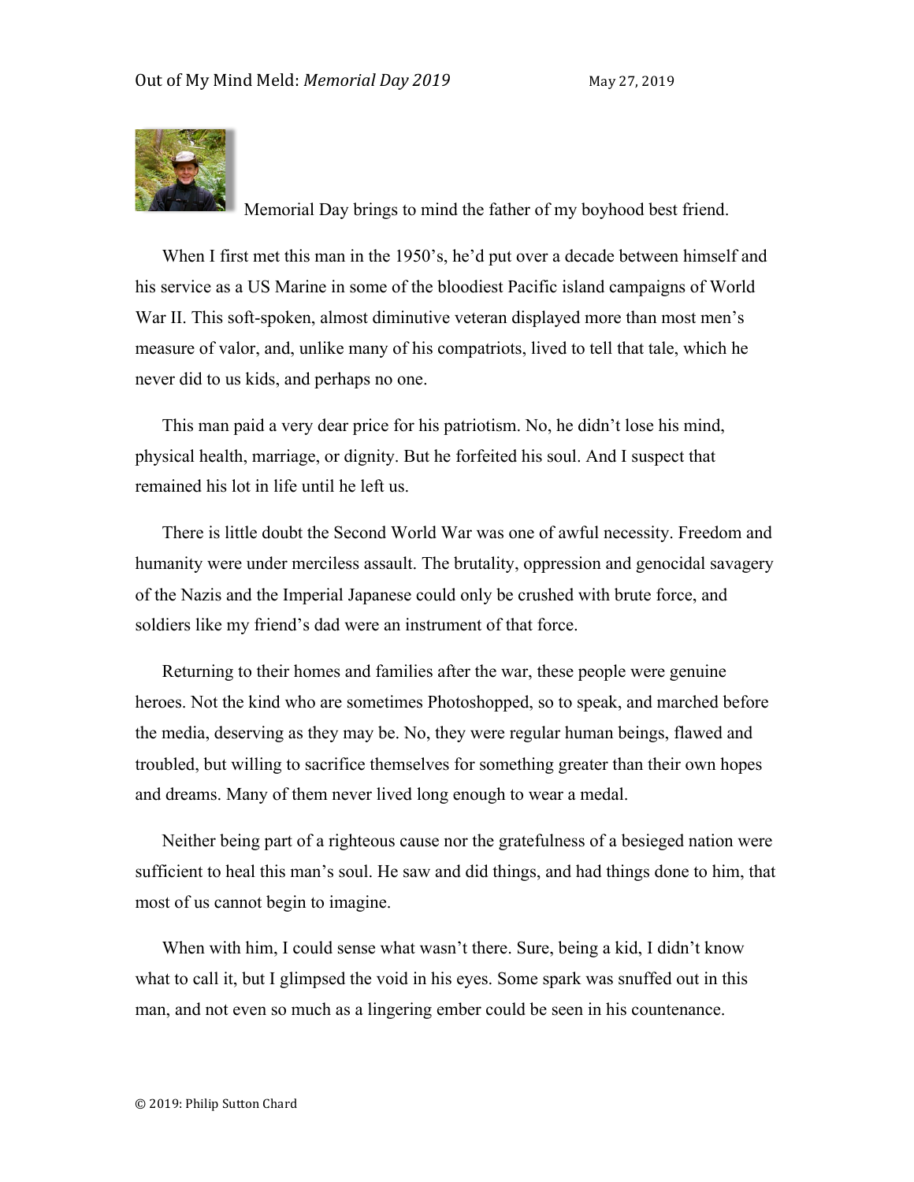Out of My Mind Meld: *Memorial Day 2019* May 27, 2019

Memorial Day brings to mind the father of my boyhood best friend.

When I first met this man in the 1950's, he'd put over a decade between himself and his service as a US Marine in some of the bloodiest Pacific island campaigns of World War II. This soft-spoken, almost diminutive veteran displayed more than most men's measure of valor, and, unlike many of his compatriots, lived to tell that tale, which he never did to us kids, and perhaps no one.

This man paid a very dear price for his patriotism. No, he didn't lose his mind, physical health, marriage, or dignity. But he forfeited his soul. And I suspect that remained his lot in life until he left us.

There is little doubt the Second World War was one of awful necessity. Freedom and humanity were under merciless assault. The brutality, oppression and genocidal savagery of the Nazis and the Imperial Japanese could only be crushed with brute force, and soldiers like my friend's dad were an instrument of that force.

Returning to their homes and families after the war, these people were genuine heroes. Not the kind who are sometimes Photoshopped, so to speak, and marched before the media, deserving as they may be. No, they were regular human beings, flawed and troubled, but willing to sacrifice themselves for something greater than their own hopes and dreams. Many of them never lived long enough to wear a medal.

Neither being part of a righteous cause nor the gratefulness of a besieged nation were sufficient to heal this man's soul. He saw and did things, and had things done to him, that most of us cannot begin to imagine.

When with him, I could sense what wasn't there. Sure, being a kid, I didn't know what to call it, but I glimpsed the void in his eyes. Some spark was snuffed out in this man, and not even so much as a lingering ember could be seen in his countenance.

© 2019: Philip Sutton Chard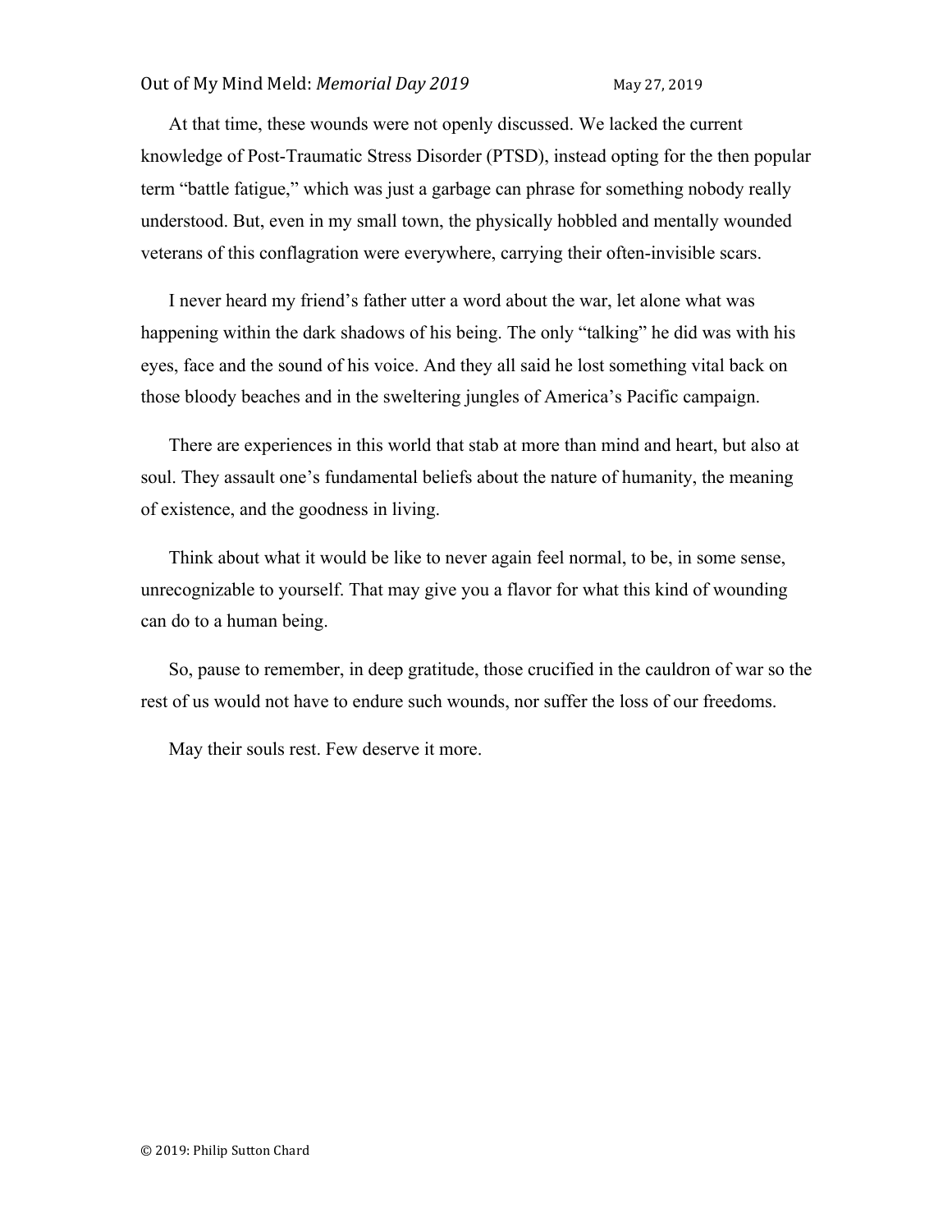At that time, these wounds were not openly discussed. We lacked the current knowledge of Post-Traumatic Stress Disorder (PTSD), instead opting for the then popular term "battle fatigue," which was just a garbage can phrase for something nobody really understood. But, even in my small town, the physically hobbled and mentally wounded veterans of this conflagration were everywhere, carrying their often-invisible scars.

I never heard my friend's father utter a word about the war, let alone what was happening within the dark shadows of his being. The only "talking" he did was with his eyes, face and the sound of his voice. And they all said he lost something vital back on those bloody beaches and in the sweltering jungles of America's Pacific campaign.

There are experiences in this world that stab at more than mind and heart, but also at soul. They assault one's fundamental beliefs about the nature of humanity, the meaning of existence, and the goodness in living.

Think about what it would be like to never again feel normal, to be, in some sense, unrecognizable to yourself. That may give you a flavor for what this kind of wounding can do to a human being.

So, pause to remember, in deep gratitude, those crucified in the cauldron of war so the rest of us would not have to endure such wounds, nor suffer the loss of our freedoms.

May their souls rest. Few deserve it more.

© 2019: Philip Sutton Chard